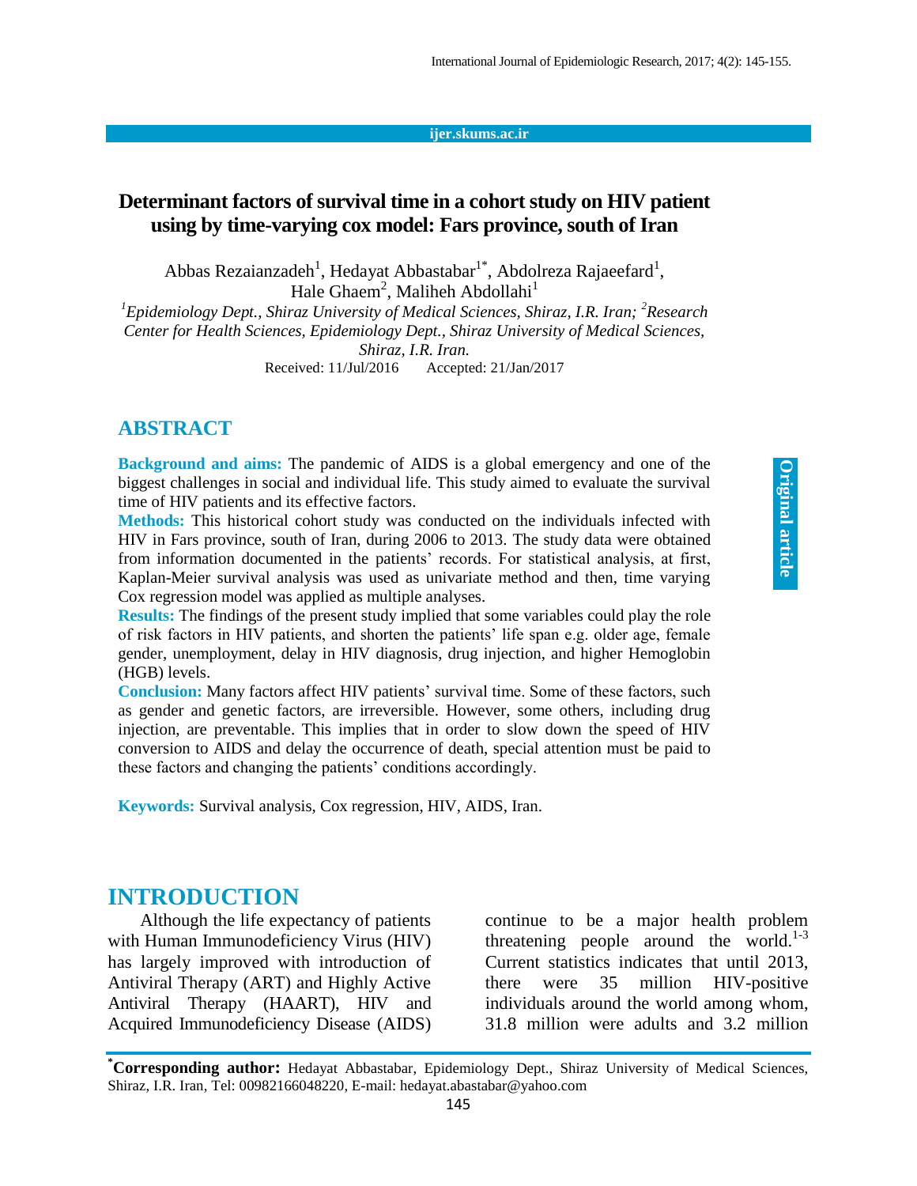# Determinant factors of survival time in a cohort study on HIV patient using by time-varying cox model: Fars province, south of Iran

Abbas Rezaianzadeh[1], Hedayat Abbastabar[1*], Abdolreza Rajaeefard[1], Hale Ghaem[2], Maliheh Abdollahi[1]

*[1]Epidemiology Dept., Shiraz University of Medical Sciences, Shiraz, I.R. Iran; [2]Research Center for Health Sciences, Epidemiology Dept., Shiraz University of Medical Sciences, Shiraz, I.R. Iran.*

Received: 11/Jul/2016 Accepted: 21/Jan/2017

Original article

## ABSTRACT

**Background and aims:** The pandemic of AIDS is a global emergency and one of the biggest challenges in social and individual life. This study aimed to evaluate the survival time of HIV patients and its effective factors.

**Methods:** This historical cohort study was conducted on the individuals infected with HIV in Fars province, south of Iran, during 2006 to 2013. The study data were obtained from information documented in the patients' records. For statistical analysis, at first, Kaplan-Meier survival analysis was used as univariate method and then, time varying Cox regression model was applied as multiple analyses.

**Results:** The findings of the present study implied that some variables could play the role of risk factors in HIV patients, and shorten the patients' life span e.g. older age, female gender, unemployment, delay in HIV diagnosis, drug injection, and higher Hemoglobin (HGB) levels.

**Conclusion:** Many factors affect HIV patients' survival time. Some of these factors, such as gender and genetic factors, are irreversible. However, some others, including drug injection, are preventable. This implies that in order to slow down the speed of HIV conversion to AIDS and delay the occurrence of death, special attention must be paid to these factors and changing the patients' conditions accordingly.

**Keywords:** Survival analysis, Cox regression, HIV, AIDS, Iran.

## INTRODUCTION

Although the life expectancy of patients with Human Immunodeficiency Virus (HIV) has largely improved with introduction of Antiviral Therapy (ART) and Highly Active Antiviral Therapy (HAART), HIV and Acquired Immunodeficiency Disease (AIDS) continue to be a major health problem threatening people around the world.[1-3] Current statistics indicates that until 2013, there were 35 million HIV-positive individuals around the world among whom, 31.8 million were adults and 3.2 million

---

**\*Corresponding author:** Hedayat Abbastabar, Epidemiology Dept., Shiraz University of Medical Sciences, Shiraz, I.R. Iran, Tel: 00982166048220, E-mail: hedayat.abastabar@yahoo.com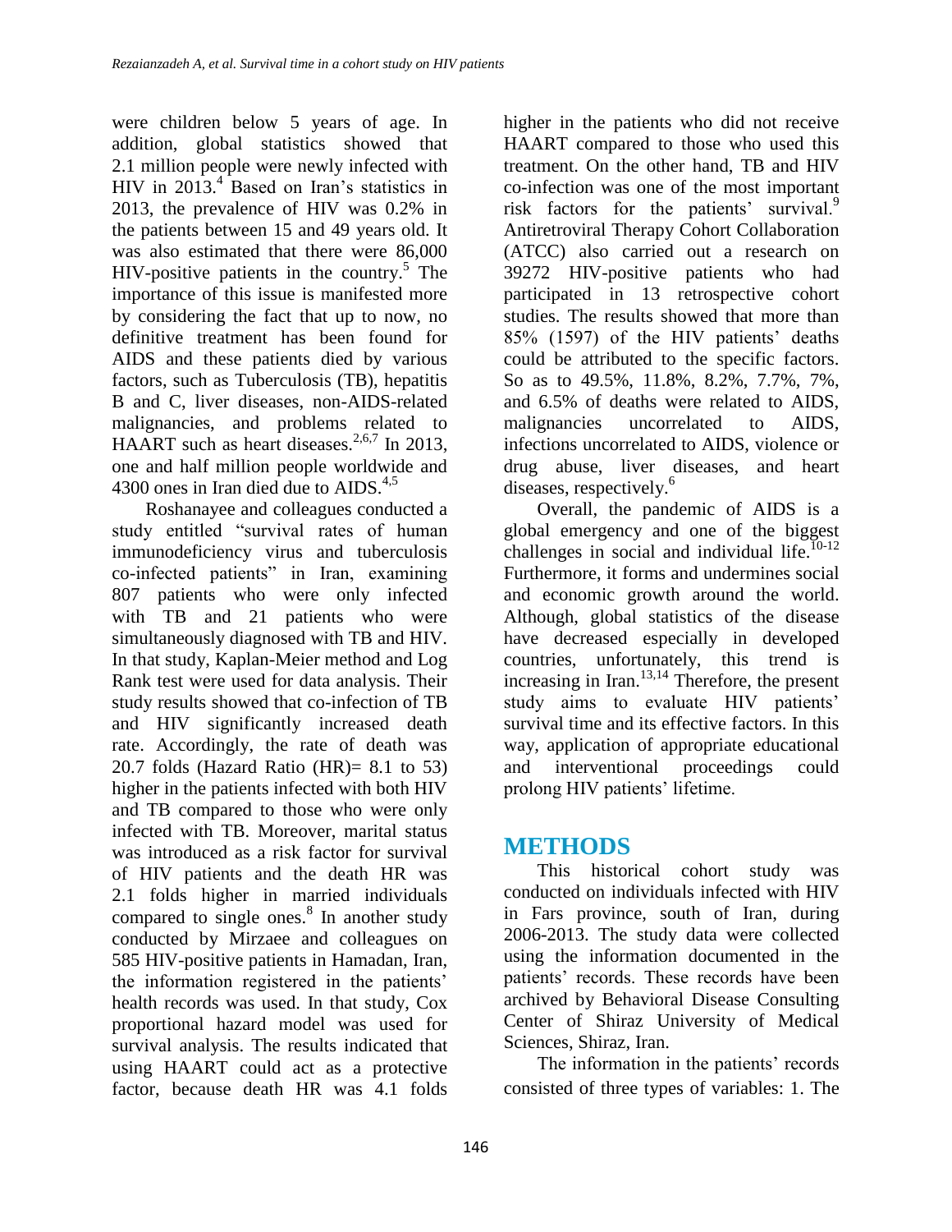were children below 5 years of age. In addition, global statistics showed that 2.1 million people were newly infected with HIV in 2013.[4] Based on Iran's statistics in 2013, the prevalence of HIV was 0.2% in the patients between 15 and 49 years old. It was also estimated that there were 86,000 HIV-positive patients in the country.[5] The importance of this issue is manifested more by considering the fact that up to now, no definitive treatment has been found for AIDS and these patients died by various factors, such as Tuberculosis (TB), hepatitis B and C, liver diseases, non-AIDS-related malignancies, and problems related to HAART such as heart diseases.[2,6,7] In 2013, one and half million people worldwide and 4300 ones in Iran died due to AIDS.[4,5]

Roshanayee and colleagues conducted a study entitled "survival rates of human immunodeficiency virus and tuberculosis co-infected patients" in Iran, examining 807 patients who were only infected with TB and 21 patients who were simultaneously diagnosed with TB and HIV. In that study, Kaplan-Meier method and Log Rank test were used for data analysis. Their study results showed that co-infection of TB and HIV significantly increased death rate. Accordingly, the rate of death was 20.7 folds (Hazard Ratio (HR)= 8.1 to 53) higher in the patients infected with both HIV and TB compared to those who were only infected with TB. Moreover, marital status was introduced as a risk factor for survival of HIV patients and the death HR was 2.1 folds higher in married individuals compared to single ones.[8] In another study conducted by Mirzaee and colleagues on 585 HIV-positive patients in Hamadan, Iran, the information registered in the patients' health records was used. In that study, Cox proportional hazard model was used for survival analysis. The results indicated that using HAART could act as a protective factor, because death HR was 4.1 folds higher in the patients who did not receive HAART compared to those who used this treatment. On the other hand, TB and HIV co-infection was one of the most important risk factors for the patients' survival.[9] Antiretroviral Therapy Cohort Collaboration (ATCC) also carried out a research on 39272 HIV-positive patients who had participated in 13 retrospective cohort studies. The results showed that more than 85% (1597) of the HIV patients' deaths could be attributed to the specific factors. So as to 49.5%, 11.8%, 8.2%, 7.7%, 7%, and 6.5% of deaths were related to AIDS, malignancies uncorrelated to AIDS, infections uncorrelated to AIDS, violence or drug abuse, liver diseases, and heart diseases, respectively.[6]

Overall, the pandemic of AIDS is a global emergency and one of the biggest challenges in social and individual life.[10-12] Furthermore, it forms and undermines social and economic growth around the world. Although, global statistics of the disease have decreased especially in developed countries, unfortunately, this trend is increasing in Iran.[13,14] Therefore, the present study aims to evaluate HIV patients' survival time and its effective factors. In this way, application of appropriate educational and interventional proceedings could prolong HIV patients' lifetime.

# METHODS

This historical cohort study was conducted on individuals infected with HIV in Fars province, south of Iran, during 2006-2013. The study data were collected using the information documented in the patients' records. These records have been archived by Behavioral Disease Consulting Center of Shiraz University of Medical Sciences, Shiraz, Iran.

The information in the patients' records consisted of three types of variables: 1. The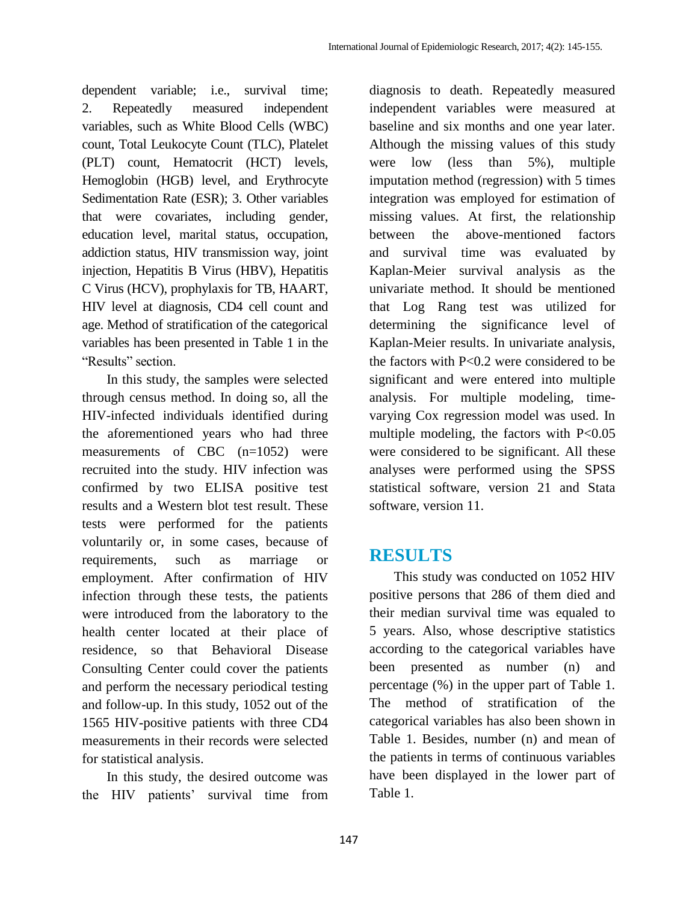dependent variable; i.e., survival time; 2. Repeatedly measured independent variables, such as White Blood Cells (WBC) count, Total Leukocyte Count (TLC), Platelet (PLT) count, Hematocrit (HCT) levels, Hemoglobin (HGB) level, and Erythrocyte Sedimentation Rate (ESR); 3. Other variables that were covariates, including gender, education level, marital status, occupation, addiction status, HIV transmission way, joint injection, Hepatitis B Virus (HBV), Hepatitis C Virus (HCV), prophylaxis for TB, HAART, HIV level at diagnosis, CD4 cell count and age. Method of stratification of the categorical variables has been presented in Table 1 in the "Results" section.

In this study, the samples were selected through census method. In doing so, all the HIV-infected individuals identified during the aforementioned years who had three measurements of CBC (n=1052) were recruited into the study. HIV infection was confirmed by two ELISA positive test results and a Western blot test result. These tests were performed for the patients voluntarily or, in some cases, because of requirements, such as marriage or employment. After confirmation of HIV infection through these tests, the patients were introduced from the laboratory to the health center located at their place of residence, so that Behavioral Disease Consulting Center could cover the patients and perform the necessary periodical testing and follow-up. In this study, 1052 out of the 1565 HIV-positive patients with three CD4 measurements in their records were selected for statistical analysis.

In this study, the desired outcome was the HIV patients' survival time from diagnosis to death. Repeatedly measured independent variables were measured at baseline and six months and one year later. Although the missing values of this study were low (less than 5%), multiple imputation method (regression) with 5 times integration was employed for estimation of missing values. At first, the relationship between the above-mentioned factors and survival time was evaluated by Kaplan-Meier survival analysis as the univariate method. It should be mentioned that Log Rang test was utilized for determining the significance level of Kaplan-Meier results. In univariate analysis, the factors with P<0.2 were considered to be significant and were entered into multiple analysis. For multiple modeling, time-varying Cox regression model was used. In multiple modeling, the factors with P<0.05 were considered to be significant. All these analyses were performed using the SPSS statistical software, version 21 and Stata software, version 11.

## RESULTS

This study was conducted on 1052 HIV positive persons that 286 of them died and their median survival time was equaled to 5 years. Also, whose descriptive statistics according to the categorical variables have been presented as number (n) and percentage (%) in the upper part of Table 1. The method of stratification of the categorical variables has also been shown in Table 1. Besides, number (n) and mean of the patients in terms of continuous variables have been displayed in the lower part of Table 1.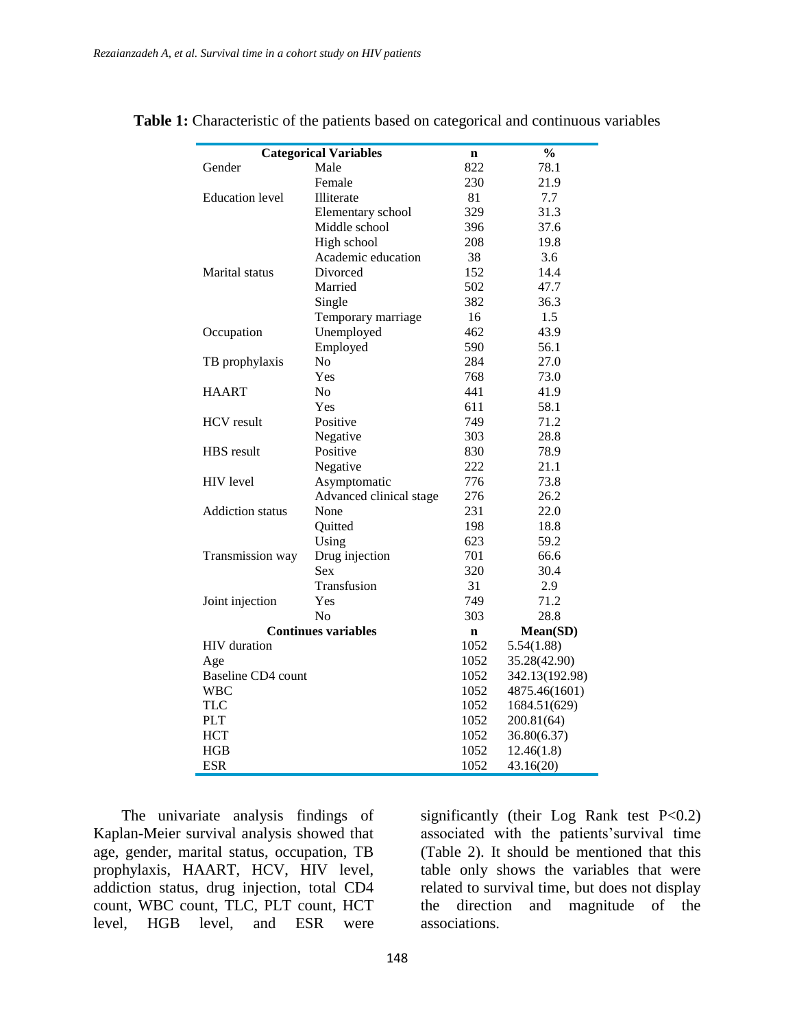**Table 1:** Characteristic of the patients based on categorical and continuous variables

| Categorical Variables | | n | % |
|---|---|---|---|
| Gender | Male | 822 | 78.1 |
| | Female | 230 | 21.9 |
| Education level | Illiterate | 81 | 7.7 |
| | Elementary school | 329 | 31.3 |
| | Middle school | 396 | 37.6 |
| | High school | 208 | 19.8 |
| | Academic education | 38 | 3.6 |
| Marital status | Divorced | 152 | 14.4 |
| | Married | 502 | 47.7 |
| | Single | 382 | 36.3 |
| | Temporary marriage | 16 | 1.5 |
| Occupation | Unemployed | 462 | 43.9 |
| | Employed | 590 | 56.1 |
| TB prophylaxis | No | 284 | 27.0 |
| | Yes | 768 | 73.0 |
| HAART | No | 441 | 41.9 |
| | Yes | 611 | 58.1 |
| HCV result | Positive | 749 | 71.2 |
| | Negative | 303 | 28.8 |
| HBS result | Positive | 830 | 78.9 |
| | Negative | 222 | 21.1 |
| HIV level | Asymptomatic | 776 | 73.8 |
| | Advanced clinical stage | 276 | 26.2 |
| Addiction status | None | 231 | 22.0 |
| | Quitted | 198 | 18.8 |
| | Using | 623 | 59.2 |
| Transmission way | Drug injection | 701 | 66.6 |
| | Sex | 320 | 30.4 |
| | Transfusion | 31 | 2.9 |
| Joint injection | Yes | 749 | 71.2 |
| | No | 303 | 28.8 |
| **Continues variables** | | **n** | **Mean(SD)** |
| HIV duration | | 1052 | 5.54(1.88) |
| Age | | 1052 | 35.28(42.90) |
| Baseline CD4 count | | 1052 | 342.13(192.98) |
| WBC | | 1052 | 4875.46(1601) |
| TLC | | 1052 | 1684.51(629) |
| PLT | | 1052 | 200.81(64) |
| HCT | | 1052 | 36.80(6.37) |
| HGB | | 1052 | 12.46(1.8) |
| ESR | | 1052 | 43.16(20) |

The univariate analysis findings of Kaplan-Meier survival analysis showed that age, gender, marital status, occupation, TB prophylaxis, HAART, HCV, HIV level, addiction status, drug injection, total CD4 count, WBC count, TLC, PLT count, HCT level, HGB level, and ESR were significantly (their Log Rank test $P<0.2$) associated with the patients' survival time (Table 2). It should be mentioned that this table only shows the variables that were related to survival time, but does not display the direction and magnitude of the associations.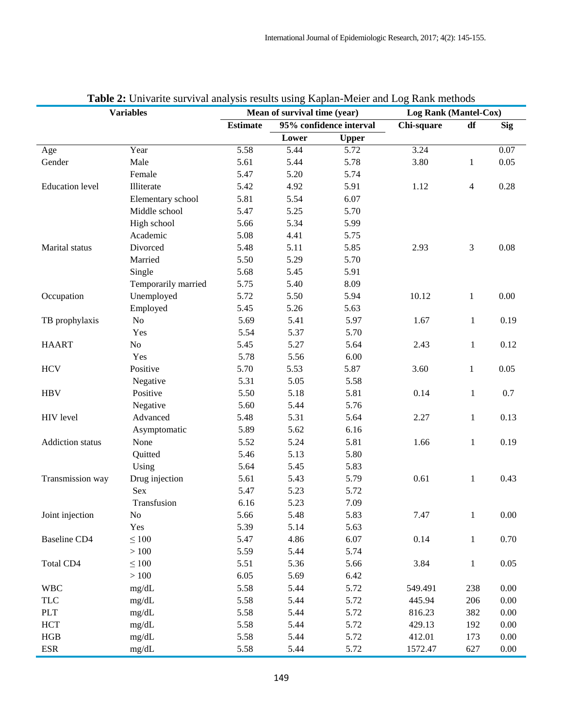**Table 2:** Univarite survival analysis results using Kaplan-Meier and Log Rank methods

| Variables | | Mean of survival time (year) | | | Log Rank (Mantel-Cox) | | |
|---|---|---|---|---|---|---|---|
| | | Estimate | 95% confidence interval | | Chi-square | df | Sig |
| | | | Lower | Upper | | | |
| Age | Year | 5.58 | 5.44 | 5.72 | 3.24 | | 0.07 |
| Gender | Male | 5.61 | 5.44 | 5.78 | 3.80 | 1 | 0.05 |
| | Female | 5.47 | 5.20 | 5.74 | | | |
| Education level | Illiterate | 5.42 | 4.92 | 5.91 | 1.12 | 4 | 0.28 |
| | Elementary school | 5.81 | 5.54 | 6.07 | | | |
| | Middle school | 5.47 | 5.25 | 5.70 | | | |
| | High school | 5.66 | 5.34 | 5.99 | | | |
| | Academic | 5.08 | 4.41 | 5.75 | | | |
| Marital status | Divorced | 5.48 | 5.11 | 5.85 | 2.93 | 3 | 0.08 |
| | Married | 5.50 | 5.29 | 5.70 | | | |
| | Single | 5.68 | 5.45 | 5.91 | | | |
| | Temporarily married | 5.75 | 5.40 | 8.09 | | | |
| Occupation | Unemployed | 5.72 | 5.50 | 5.94 | 10.12 | 1 | 0.00 |
| | Employed | 5.45 | 5.26 | 5.63 | | | |
| TB prophylaxis | No | 5.69 | 5.41 | 5.97 | 1.67 | 1 | 0.19 |
| | Yes | 5.54 | 5.37 | 5.70 | | | |
| HAART | No | 5.45 | 5.27 | 5.64 | 2.43 | 1 | 0.12 |
| | Yes | 5.78 | 5.56 | 6.00 | | | |
| HCV | Positive | 5.70 | 5.53 | 5.87 | 3.60 | 1 | 0.05 |
| | Negative | 5.31 | 5.05 | 5.58 | | | |
| HBV | Positive | 5.50 | 5.18 | 5.81 | 0.14 | 1 | 0.7 |
| | Negative | 5.60 | 5.44 | 5.76 | | | |
| HIV level | Advanced | 5.48 | 5.31 | 5.64 | 2.27 | 1 | 0.13 |
| | Asymptomatic | 5.89 | 5.62 | 6.16 | | | |
| Addiction status | None | 5.52 | 5.24 | 5.81 | 1.66 | 1 | 0.19 |
| | Quitted | 5.46 | 5.13 | 5.80 | | | |
| | Using | 5.64 | 5.45 | 5.83 | | | |
| Transmission way | Drug injection | 5.61 | 5.43 | 5.79 | 0.61 | 1 | 0.43 |
| | Sex | 5.47 | 5.23 | 5.72 | | | |
| | Transfusion | 6.16 | 5.23 | 7.09 | | | |
| Joint injection | No | 5.66 | 5.48 | 5.83 | 7.47 | 1 | 0.00 |
| | Yes | 5.39 | 5.14 | 5.63 | | | |
| Baseline CD4 | ≤ 100 | 5.47 | 4.86 | 6.07 | 0.14 | 1 | 0.70 |
| | > 100 | 5.59 | 5.44 | 5.74 | | | |
| Total CD4 | ≤ 100 | 5.51 | 5.36 | 5.66 | 3.84 | 1 | 0.05 |
| | > 100 | 6.05 | 5.69 | 6.42 | | | |
| WBC | mg/dL | 5.58 | 5.44 | 5.72 | 549.491 | 238 | 0.00 |
| TLC | mg/dL | 5.58 | 5.44 | 5.72 | 445.94 | 206 | 0.00 |
| PLT | mg/dL | 5.58 | 5.44 | 5.72 | 816.23 | 382 | 0.00 |
| HCT | mg/dL | 5.58 | 5.44 | 5.72 | 429.13 | 192 | 0.00 |
| HGB | mg/dL | 5.58 | 5.44 | 5.72 | 412.01 | 173 | 0.00 |
| ESR | mg/dL | 5.58 | 5.44 | 5.72 | 1572.47 | 627 | 0.00 |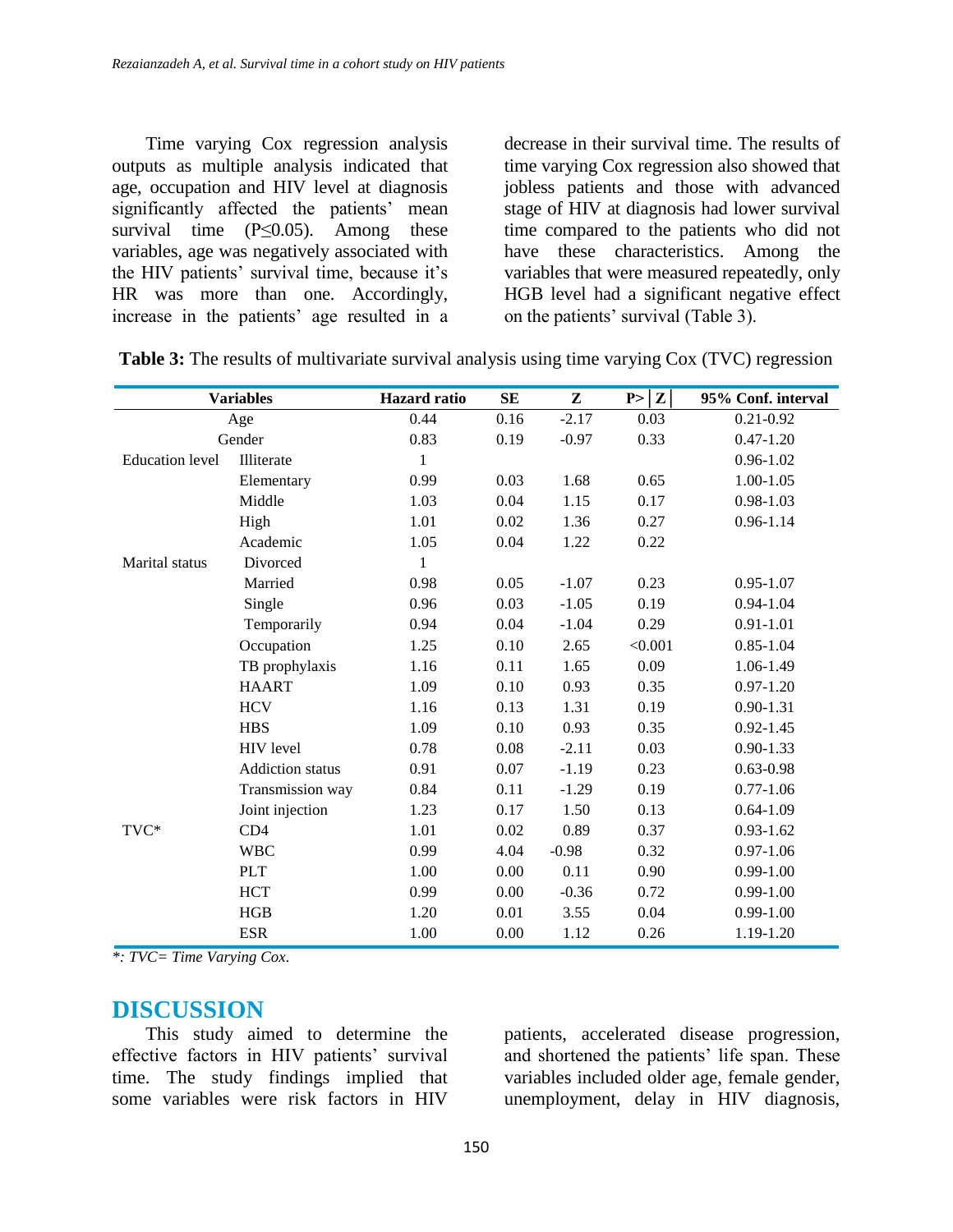Time varying Cox regression analysis outputs as multiple analysis indicated that age, occupation and HIV level at diagnosis significantly affected the patients' mean survival time (P≤0.05). Among these variables, age was negatively associated with the HIV patients' survival time, because it's HR was more than one. Accordingly, increase in the patients' age resulted in a decrease in their survival time. The results of time varying Cox regression also showed that jobless patients and those with advanced stage of HIV at diagnosis had lower survival time compared to the patients who did not have these characteristics. Among the variables that were measured repeatedly, only HGB level had a significant negative effect on the patients' survival (Table 3).

**Table 3:** The results of multivariate survival analysis using time varying Cox (TVC) regression

| Variables | | Hazard ratio | SE | Z | P>\|Z\| | 95% Conf. interval |
|---|---|---|---|---|---|---|
| Age | | 0.44 | 0.16 | -2.17 | 0.03 | 0.21-0.92 |
| Gender | | 0.83 | 0.19 | -0.97 | 0.33 | 0.47-1.20 |
| Education level | Illiterate | 1 | | | | 0.96-1.02 |
| | Elementary | 0.99 | 0.03 | 1.68 | 0.65 | 1.00-1.05 |
| | Middle | 1.03 | 0.04 | 1.15 | 0.17 | 0.98-1.03 |
| | High | 1.01 | 0.02 | 1.36 | 0.27 | 0.96-1.14 |
| | Academic | 1.05 | 0.04 | 1.22 | 0.22 | |
| Marital status | Divorced | 1 | | | | |
| | Married | 0.98 | 0.05 | -1.07 | 0.23 | 0.95-1.07 |
| | Single | 0.96 | 0.03 | -1.05 | 0.19 | 0.94-1.04 |
| | Temporarily | 0.94 | 0.04 | -1.04 | 0.29 | 0.91-1.01 |
| | Occupation | 1.25 | 0.10 | 2.65 | <0.001 | 0.85-1.04 |
| | TB prophylaxis | 1.16 | 0.11 | 1.65 | 0.09 | 1.06-1.49 |
| | HAART | 1.09 | 0.10 | 0.93 | 0.35 | 0.97-1.20 |
| | HCV | 1.16 | 0.13 | 1.31 | 0.19 | 0.90-1.31 |
| | HBS | 1.09 | 0.10 | 0.93 | 0.35 | 0.92-1.45 |
| | HIV level | 0.78 | 0.08 | -2.11 | 0.03 | 0.90-1.33 |
| | Addiction status | 0.91 | 0.07 | -1.19 | 0.23 | 0.63-0.98 |
| | Transmission way | 0.84 | 0.11 | -1.29 | 0.19 | 0.77-1.06 |
| | Joint injection | 1.23 | 0.17 | 1.50 | 0.13 | 0.64-1.09 |
| TVC* | CD4 | 1.01 | 0.02 | 0.89 | 0.37 | 0.93-1.62 |
| | WBC | 0.99 | 4.04 | -0.98 | 0.32 | 0.97-1.06 |
| | PLT | 1.00 | 0.00 | 0.11 | 0.90 | 0.99-1.00 |
| | HCT | 0.99 | 0.00 | -0.36 | 0.72 | 0.99-1.00 |
| | HGB | 1.20 | 0.01 | 3.55 | 0.04 | 0.99-1.00 |
| | ESR | 1.00 | 0.00 | 1.12 | 0.26 | 1.19-1.20 |

*\*: TVC= Time Varying Cox.*

## DISCUSSION

This study aimed to determine the effective factors in HIV patients' survival time. The study findings implied that some variables were risk factors in HIV patients, accelerated disease progression, and shortened the patients' life span. These variables included older age, female gender, unemployment, delay in HIV diagnosis,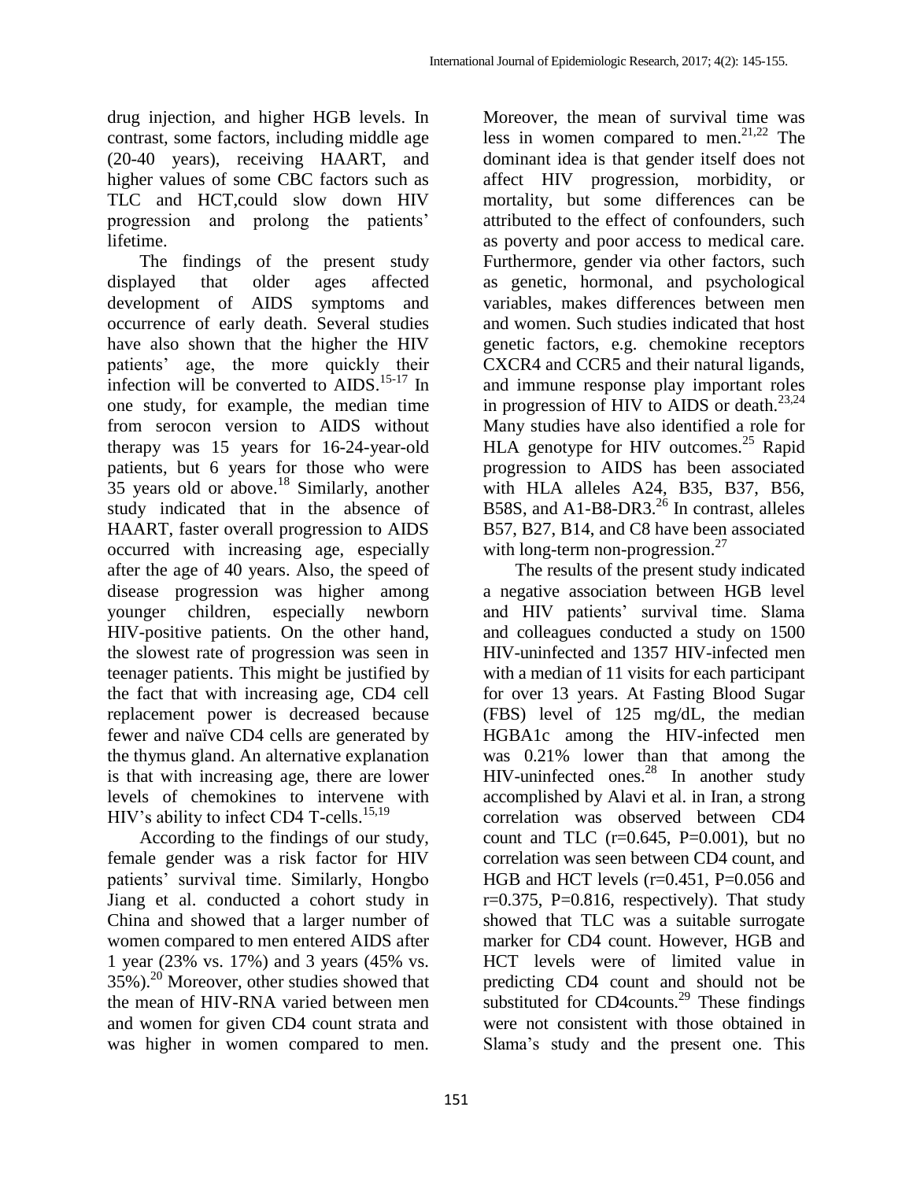drug injection, and higher HGB levels. In contrast, some factors, including middle age (20-40 years), receiving HAART, and higher values of some CBC factors such as TLC and HCT,could slow down HIV progression and prolong the patients' lifetime.

The findings of the present study displayed that older ages affected development of AIDS symptoms and occurrence of early death. Several studies have also shown that the higher the HIV patients' age, the more quickly their infection will be converted to AIDS.[15-17] In one study, for example, the median time from serocon version to AIDS without therapy was 15 years for 16-24-year-old patients, but 6 years for those who were 35 years old or above.[18] Similarly, another study indicated that in the absence of HAART, faster overall progression to AIDS occurred with increasing age, especially after the age of 40 years. Also, the speed of disease progression was higher among younger children, especially newborn HIV-positive patients. On the other hand, the slowest rate of progression was seen in teenager patients. This might be justified by the fact that with increasing age, CD4 cell replacement power is decreased because fewer and naïve CD4 cells are generated by the thymus gland. An alternative explanation is that with increasing age, there are lower levels of chemokines to intervene with HIV's ability to infect CD4 T-cells.[15,19]

According to the findings of our study, female gender was a risk factor for HIV patients' survival time. Similarly, Hongbo Jiang et al. conducted a cohort study in China and showed that a larger number of women compared to men entered AIDS after 1 year (23% vs. 17%) and 3 years (45% vs. 35%).[20] Moreover, other studies showed that the mean of HIV-RNA varied between men and women for given CD4 count strata and was higher in women compared to men. Moreover, the mean of survival time was less in women compared to men.[21,22] The dominant idea is that gender itself does not affect HIV progression, morbidity, or mortality, but some differences can be attributed to the effect of confounders, such as poverty and poor access to medical care. Furthermore, gender via other factors, such as genetic, hormonal, and psychological variables, makes differences between men and women. Such studies indicated that host genetic factors, e.g. chemokine receptors CXCR4 and CCR5 and their natural ligands, and immune response play important roles in progression of HIV to AIDS or death.[23,24] Many studies have also identified a role for HLA genotype for HIV outcomes.[25] Rapid progression to AIDS has been associated with HLA alleles A24, B35, B37, B56, B58S, and A1-B8-DR3.[26] In contrast, alleles B57, B27, B14, and C8 have been associated with long-term non-progression.[27]

The results of the present study indicated a negative association between HGB level and HIV patients' survival time. Slama and colleagues conducted a study on 1500 HIV-uninfected and 1357 HIV-infected men with a median of 11 visits for each participant for over 13 years. At Fasting Blood Sugar (FBS) level of 125 mg/dL, the median HGBA1c among the HIV-infected men was 0.21% lower than that among the HIV-uninfected ones.[28] In another study accomplished by Alavi et al. in Iran, a strong correlation was observed between CD4 count and TLC ($r=0.645$, $P=0.001$), but no correlation was seen between CD4 count, and HGB and HCT levels ($r=0.451$, $P=0.056$ and $r=0.375$, $P=0.816$, respectively). That study showed that TLC was a suitable surrogate marker for CD4 count. However, HGB and HCT levels were of limited value in predicting CD4 count and should not be substituted for CD4counts.[29] These findings were not consistent with those obtained in Slama's study and the present one. This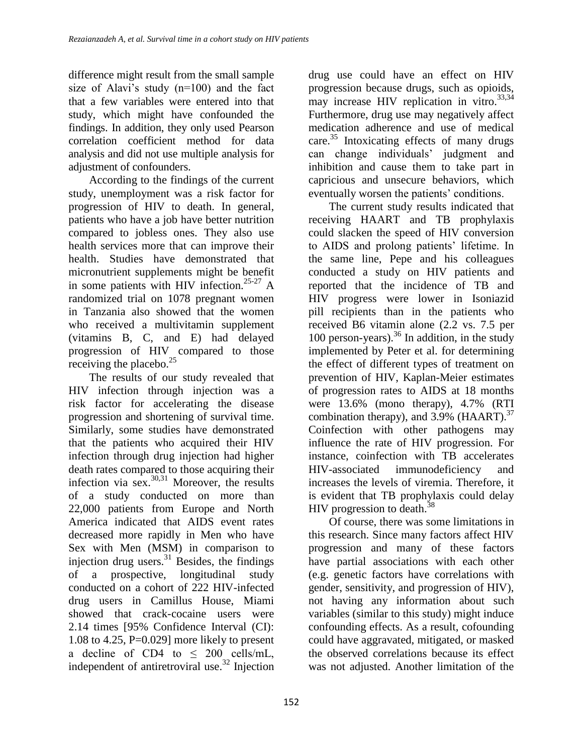difference might result from the small sample size of Alavi's study (n=100) and the fact that a few variables were entered into that study, which might have confounded the findings. In addition, they only used Pearson correlation coefficient method for data analysis and did not use multiple analysis for adjustment of confounders.

According to the findings of the current study, unemployment was a risk factor for progression of HIV to death. In general, patients who have a job have better nutrition compared to jobless ones. They also use health services more that can improve their health. Studies have demonstrated that micronutrient supplements might be benefit in some patients with HIV infection.[25-27] A randomized trial on 1078 pregnant women in Tanzania also showed that the women who received a multivitamin supplement (vitamins B, C, and E) had delayed progression of HIV compared to those receiving the placebo.[25]

The results of our study revealed that HIV infection through injection was a risk factor for accelerating the disease progression and shortening of survival time. Similarly, some studies have demonstrated that the patients who acquired their HIV infection through drug injection had higher death rates compared to those acquiring their infection via sex.[30,31] Moreover, the results of a study conducted on more than 22,000 patients from Europe and North America indicated that AIDS event rates decreased more rapidly in Men who have Sex with Men (MSM) in comparison to injection drug users.[31] Besides, the findings of a prospective, longitudinal study conducted on a cohort of 222 HIV-infected drug users in Camillus House, Miami showed that crack-cocaine users were 2.14 times [95% Confidence Interval (CI): 1.08 to 4.25, P=0.029] more likely to present a decline of CD4 to $\leq$ 200 cells/mL, independent of antiretroviral use.[32] Injection drug use could have an effect on HIV progression because drugs, such as opioids, may increase HIV replication in vitro.[33,34] Furthermore, drug use may negatively affect medication adherence and use of medical care.[35] Intoxicating effects of many drugs can change individuals' judgment and inhibition and cause them to take part in capricious and unsecure behaviors, which eventually worsen the patients' conditions.

The current study results indicated that receiving HAART and TB prophylaxis could slacken the speed of HIV conversion to AIDS and prolong patients' lifetime. In the same line, Pepe and his colleagues conducted a study on HIV patients and reported that the incidence of TB and HIV progress were lower in Isoniazid pill recipients than in the patients who received B6 vitamin alone (2.2 vs. 7.5 per 100 person-years).[36] In addition, in the study implemented by Peter et al. for determining the effect of different types of treatment on prevention of HIV, Kaplan-Meier estimates of progression rates to AIDS at 18 months were 13.6% (mono therapy), 4.7% (RTI combination therapy), and 3.9% (HAART).[37] Coinfection with other pathogens may influence the rate of HIV progression. For instance, coinfection with TB accelerates HIV-associated immunodeficiency and increases the levels of viremia. Therefore, it is evident that TB prophylaxis could delay HIV progression to death.[38]

Of course, there was some limitations in this research. Since many factors affect HIV progression and many of these factors have partial associations with each other (e.g. genetic factors have correlations with gender, sensitivity, and progression of HIV), not having any information about such variables (similar to this study) might induce confounding effects. As a result, cofounding could have aggravated, mitigated, or masked the observed correlations because its effect was not adjusted. Another limitation of the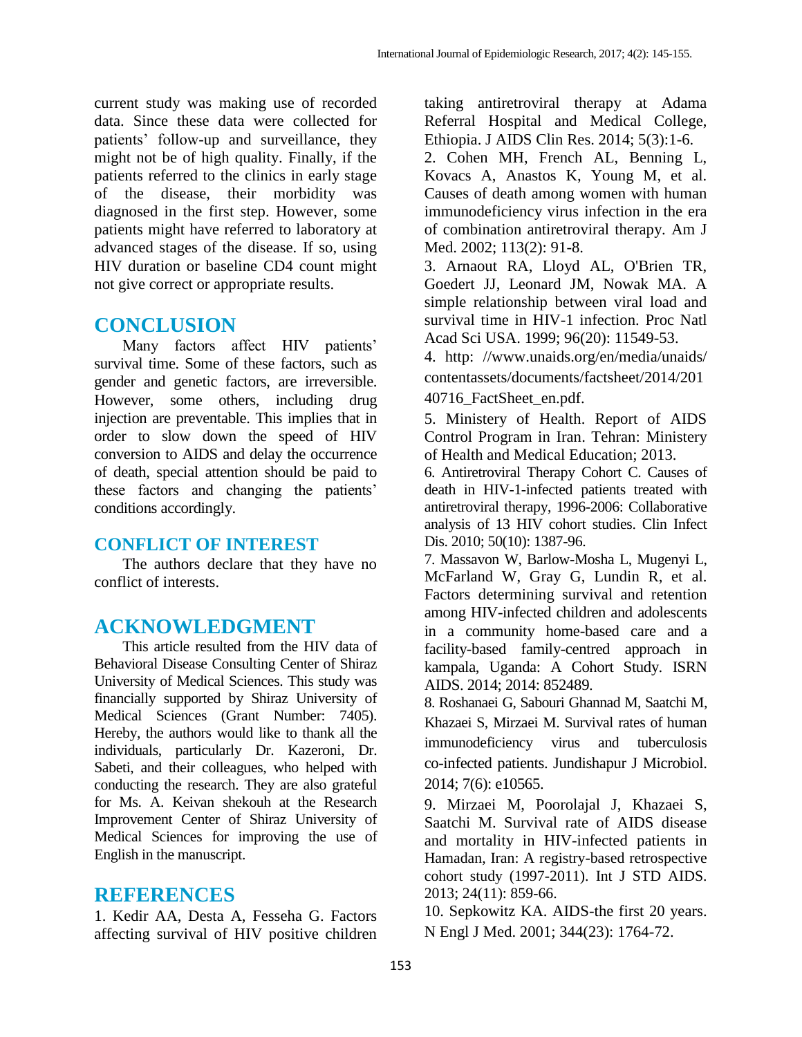current study was making use of recorded data. Since these data were collected for patients' follow-up and surveillance, they might not be of high quality. Finally, if the patients referred to the clinics in early stage of the disease, their morbidity was diagnosed in the first step. However, some patients might have referred to laboratory at advanced stages of the disease. If so, using HIV duration or baseline CD4 count might not give correct or appropriate results.

## CONCLUSION

Many factors affect HIV patients' survival time. Some of these factors, such as gender and genetic factors, are irreversible. However, some others, including drug injection are preventable. This implies that in order to slow down the speed of HIV conversion to AIDS and delay the occurrence of death, special attention should be paid to these factors and changing the patients' conditions accordingly.

## CONFLICT OF INTEREST

The authors declare that they have no conflict of interests.

## ACKNOWLEDGMENT

This article resulted from the HIV data of Behavioral Disease Consulting Center of Shiraz University of Medical Sciences. This study was financially supported by Shiraz University of Medical Sciences (Grant Number: 7405). Hereby, the authors would like to thank all the individuals, particularly Dr. Kazeroni, Dr. Sabeti, and their colleagues, who helped with conducting the research. They are also grateful for Ms. A. Keivan shekouh at the Research Improvement Center of Shiraz University of Medical Sciences for improving the use of English in the manuscript.

## REFERENCES

1. Kedir AA, Desta A, Fesseha G. Factors affecting survival of HIV positive children taking antiretroviral therapy at Adama Referral Hospital and Medical College, Ethiopia. J AIDS Clin Res. 2014; 5(3):1-6.
2. Cohen MH, French AL, Benning L, Kovacs A, Anastos K, Young M, et al. Causes of death among women with human immunodeficiency virus infection in the era of combination antiretroviral therapy. Am J Med. 2002; 113(2): 91-8.
3. Arnaout RA, Lloyd AL, O'Brien TR, Goedert JJ, Leonard JM, Nowak MA. A simple relationship between viral load and survival time in HIV-1 infection. Proc Natl Acad Sci USA. 1999; 96(20): 11549-53.
4. http: //www.unaids.org/en/media/unaids/contentassets/documents/factsheet/2014/20140716_FactSheet_en.pdf.
5. Ministery of Health. Report of AIDS Control Program in Iran. Tehran: Ministery of Health and Medical Education; 2013.
6. Antiretroviral Therapy Cohort C. Causes of death in HIV-1-infected patients treated with antiretroviral therapy, 1996-2006: Collaborative analysis of 13 HIV cohort studies. Clin Infect Dis. 2010; 50(10): 1387-96.
7. Massavon W, Barlow-Mosha L, Mugenyi L, McFarland W, Gray G, Lundin R, et al. Factors determining survival and retention among HIV-infected children and adolescents in a community home-based care and a facility-based family-centred approach in kampala, Uganda: A Cohort Study. ISRN AIDS. 2014; 2014: 852489.
8. Roshanaei G, Sabouri Ghannad M, Saatchi M, Khazaei S, Mirzaei M. Survival rates of human immunodeficiency virus and tuberculosis co-infected patients. Jundishapur J Microbiol. 2014; 7(6): e10565.
9. Mirzaei M, Poorolajal J, Khazaei S, Saatchi M. Survival rate of AIDS disease and mortality in HIV-infected patients in Hamadan, Iran: A registry-based retrospective cohort study (1997-2011). Int J STD AIDS. 2013; 24(11): 859-66.
10. Sepkowitz KA. AIDS-the first 20 years. N Engl J Med. 2001; 344(23): 1764-72.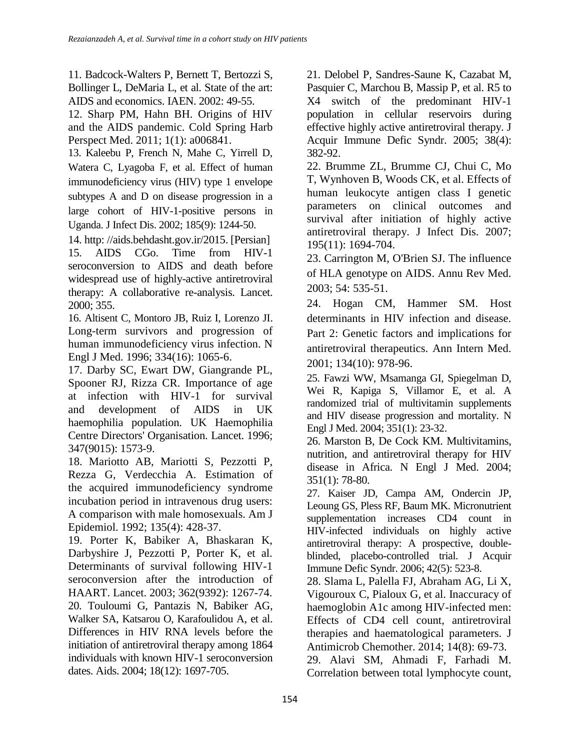11. Badcock-Walters P, Bernett T, Bertozzi S, Bollinger L, DeMaria L, et al. State of the art: AIDS and economics. IAEN. 2002: 49-55.

12. Sharp PM, Hahn BH. Origins of HIV and the AIDS pandemic. Cold Spring Harb Perspect Med. 2011; 1(1): a006841.

13. Kaleebu P, French N, Mahe C, Yirrell D, Watera C, Lyagoba F, et al. Effect of human immunodeficiency virus (HIV) type 1 envelope subtypes A and D on disease progression in a large cohort of HIV-1-positive persons in Uganda. J Infect Dis. 2002; 185(9): 1244-50.

14. http: //aids.behdasht.gov.ir/2015. [Persian]

15. AIDS CGo. Time from HIV-1 seroconversion to AIDS and death before widespread use of highly-active antiretroviral therapy: A collaborative re-analysis. Lancet. 2000; 355.

16. Altisent C, Montoro JB, Ruiz I, Lorenzo JI. Long-term survivors and progression of human immunodeficiency virus infection. N Engl J Med. 1996; 334(16): 1065-6.

17. Darby SC, Ewart DW, Giangrande PL, Spooner RJ, Rizza CR. Importance of age at infection with HIV-1 for survival and development of AIDS in UK haemophilia population. UK Haemophilia Centre Directors' Organisation. Lancet. 1996; 347(9015): 1573-9.

18. Mariotto AB, Mariotti S, Pezzotti P, Rezza G, Verdecchia A. Estimation of the acquired immunodeficiency syndrome incubation period in intravenous drug users: A comparison with male homosexuals. Am J Epidemiol. 1992; 135(4): 428-37.

19. Porter K, Babiker A, Bhaskaran K, Darbyshire J, Pezzotti P, Porter K, et al. Determinants of survival following HIV-1 seroconversion after the introduction of HAART. Lancet. 2003; 362(9392): 1267-74.

20. Touloumi G, Pantazis N, Babiker AG, Walker SA, Katsarou O, Karafoulidou A, et al. Differences in HIV RNA levels before the initiation of antiretroviral therapy among 1864 individuals with known HIV-1 seroconversion dates. Aids. 2004; 18(12): 1697-705.

21. Delobel P, Sandres-Saune K, Cazabat M, Pasquier C, Marchou B, Massip P, et al. R5 to X4 switch of the predominant HIV-1 population in cellular reservoirs during effective highly active antiretroviral therapy. J Acquir Immune Defic Syndr. 2005; 38(4): 382-92.

22. Brumme ZL, Brumme CJ, Chui C, Mo T, Wynhoven B, Woods CK, et al. Effects of human leukocyte antigen class I genetic parameters on clinical outcomes and survival after initiation of highly active antiretroviral therapy. J Infect Dis. 2007; 195(11): 1694-704.

23. Carrington M, O'Brien SJ. The influence of HLA genotype on AIDS. Annu Rev Med. 2003; 54: 535-51.

24. Hogan CM, Hammer SM. Host determinants in HIV infection and disease. Part 2: Genetic factors and implications for antiretroviral therapeutics. Ann Intern Med. 2001; 134(10): 978-96.

25. Fawzi WW, Msamanga GI, Spiegelman D, Wei R, Kapiga S, Villamor E, et al. A randomized trial of multivitamin supplements and HIV disease progression and mortality. N Engl J Med. 2004; 351(1): 23-32.

26. Marston B, De Cock KM. Multivitamins, nutrition, and antiretroviral therapy for HIV disease in Africa. N Engl J Med. 2004; 351(1): 78-80.

27. Kaiser JD, Campa AM, Ondercin JP, Leoung GS, Pless RF, Baum MK. Micronutrient supplementation increases CD4 count in HIV-infected individuals on highly active antiretroviral therapy: A prospective, double-blinded, placebo-controlled trial. J Acquir Immune Defic Syndr. 2006; 42(5): 523-8.

28. Slama L, Palella FJ, Abraham AG, Li X, Vigouroux C, Pialoux G, et al. Inaccuracy of haemoglobin A1c among HIV-infected men: Effects of CD4 cell count, antiretroviral therapies and haematological parameters. J Antimicrob Chemother. 2014; 14(8): 69-73.

29. Alavi SM, Ahmadi F, Farhadi M. Correlation between total lymphocyte count,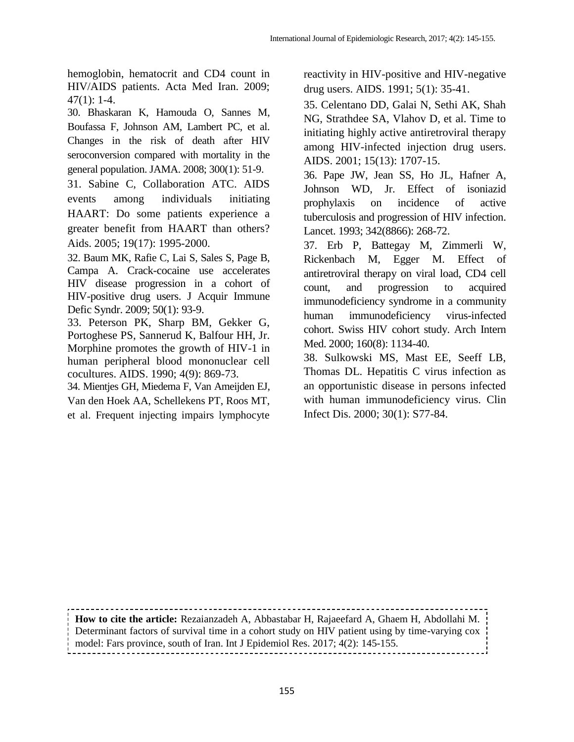hemoglobin, hematocrit and CD4 count in HIV/AIDS patients. Acta Med Iran. 2009; 47(1): 1-4.

30. Bhaskaran K, Hamouda O, Sannes M, Boufassa F, Johnson AM, Lambert PC, et al. Changes in the risk of death after HIV seroconversion compared with mortality in the general population. JAMA. 2008; 300(1): 51-9.

31. Sabine C, Collaboration ATC. AIDS events among individuals initiating HAART: Do some patients experience a greater benefit from HAART than others? Aids. 2005; 19(17): 1995-2000.

32. Baum MK, Rafie C, Lai S, Sales S, Page B, Campa A. Crack-cocaine use accelerates HIV disease progression in a cohort of HIV-positive drug users. J Acquir Immune Defic Syndr. 2009; 50(1): 93-9.

33. Peterson PK, Sharp BM, Gekker G, Portoghese PS, Sannerud K, Balfour HH, Jr. Morphine promotes the growth of HIV-1 in human peripheral blood mononuclear cell cocultures. AIDS. 1990; 4(9): 869-73.

34. Mientjes GH, Miedema F, Van Ameijden EJ, Van den Hoek AA, Schellekens PT, Roos MT, et al. Frequent injecting impairs lymphocyte reactivity in HIV-positive and HIV-negative drug users. AIDS. 1991; 5(1): 35-41.

35. Celentano DD, Galai N, Sethi AK, Shah NG, Strathdee SA, Vlahov D, et al. Time to initiating highly active antiretroviral therapy among HIV-infected injection drug users. AIDS. 2001; 15(13): 1707-15.

36. Pape JW, Jean SS, Ho JL, Hafner A, Johnson WD, Jr. Effect of isoniazid prophylaxis on incidence of active tuberculosis and progression of HIV infection. Lancet. 1993; 342(8866): 268-72.

37. Erb P, Battegay M, Zimmerli W, Rickenbach M, Egger M. Effect of antiretroviral therapy on viral load, CD4 cell count, and progression to acquired immunodeficiency syndrome in a community human immunodeficiency virus-infected cohort. Swiss HIV cohort study. Arch Intern Med. 2000; 160(8): 1134-40.

38. Sulkowski MS, Mast EE, Seeff LB, Thomas DL. Hepatitis C virus infection as an opportunistic disease in persons infected with human immunodeficiency virus. Clin Infect Dis. 2000; 30(1): S77-84.

**How to cite the article:** Rezaianzadeh A, Abbastabar H, Rajaeefard A, Ghaem H, Abdollahi M. Determinant factors of survival time in a cohort study on HIV patient using by time-varying cox model: Fars province, south of Iran. Int J Epidemiol Res. 2017; 4(2): 145-155.